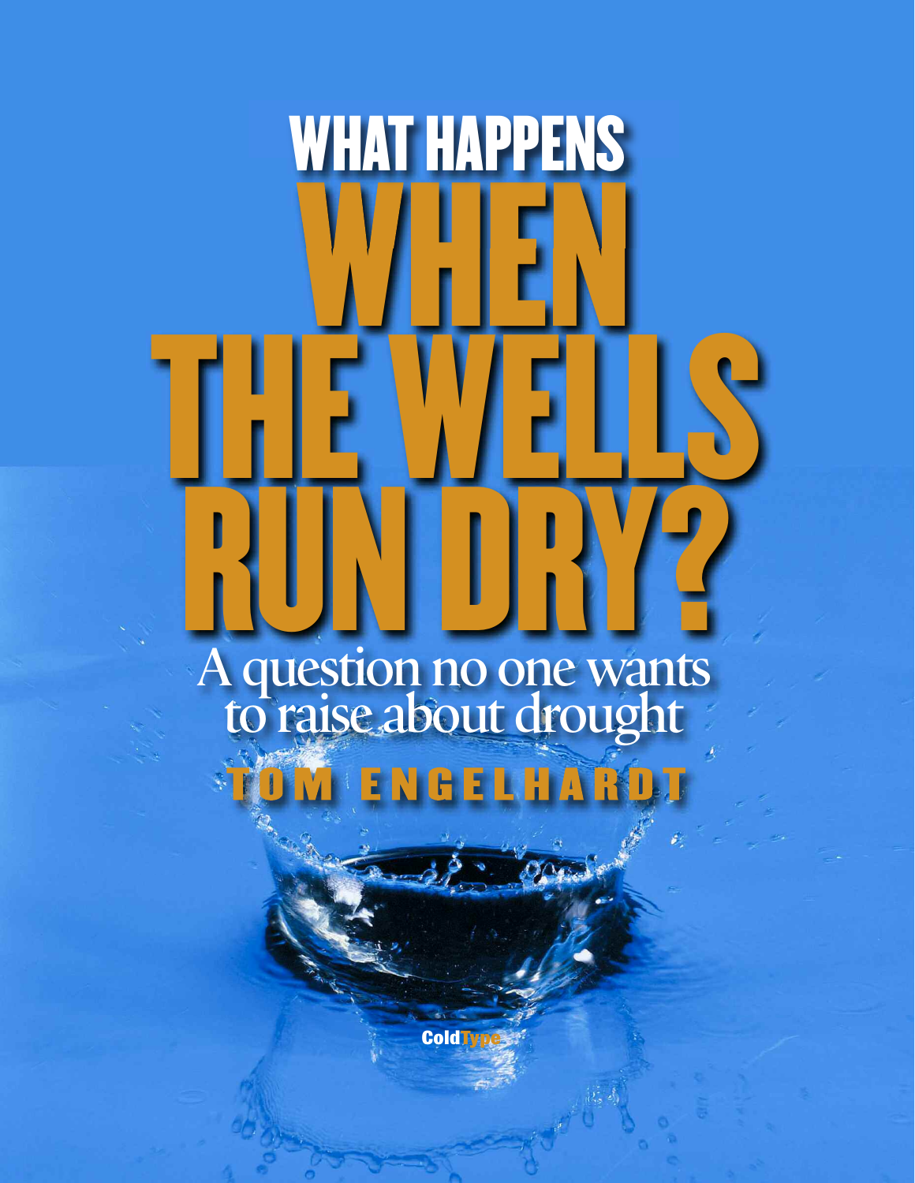# WHAT HAPPENS WHEN THE WELLS RUN DRY?

## A question no one wants to raise about drought

**TOM ENGELHARDT**

ColdType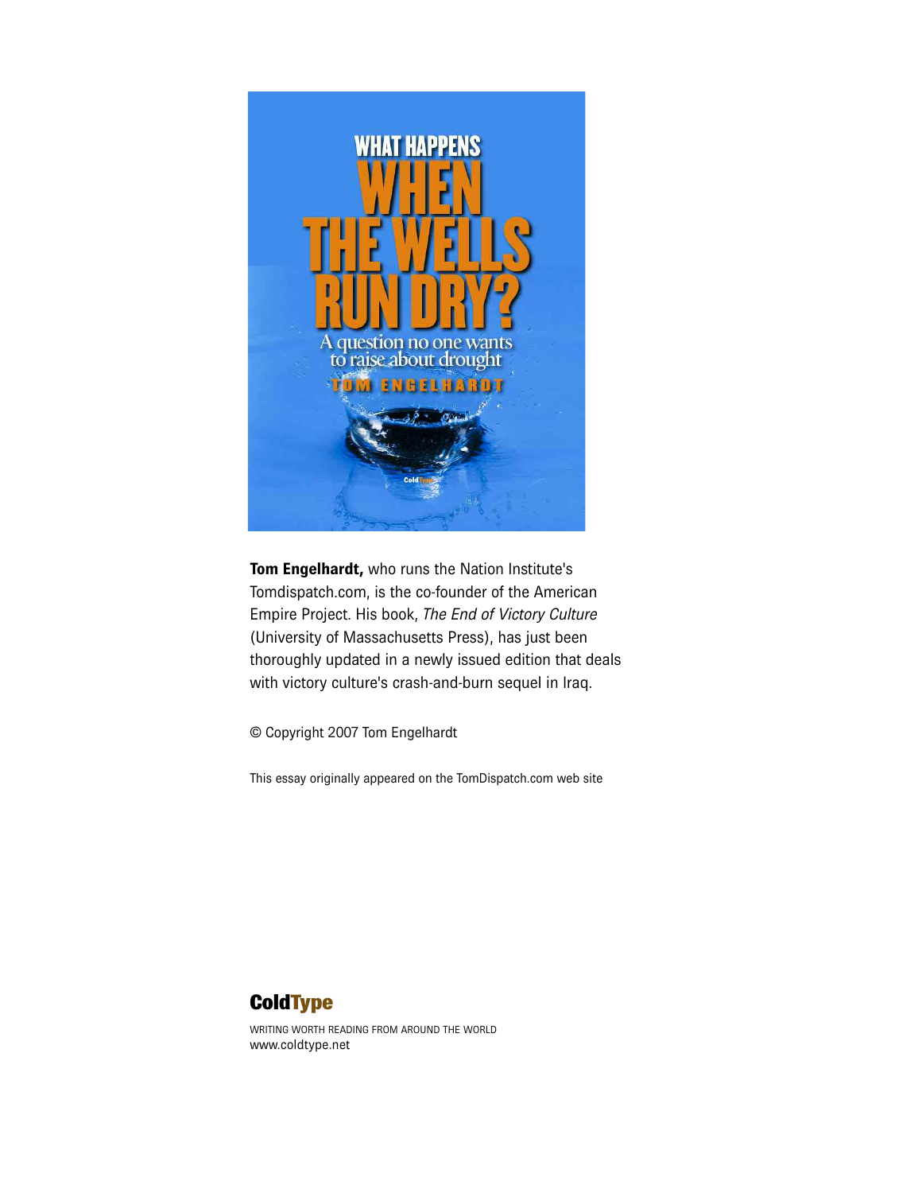# WHAT HAPPENS WHEN THE WELLS RUN DRY?

A question no one wants to raise about drought

TOM ENGELHARDT

**Tom Engelhardt,** who runs the Nation Institute's Tomdispatch.com, is the co-founder of the American Empire Project. His book, *The End of Victory Culture* (University of Massachusetts Press), has just been thoroughly updated in a newly issued edition that deals with victory culture's crash-and-burn sequel in Iraq.

© Copyright 2007 Tom Engelhardt

This essay originally appeared on the TomDispatch.com web site

**ColdType**

WRITING WORTH READING FROM AROUND THE WORLD
www.coldtype.net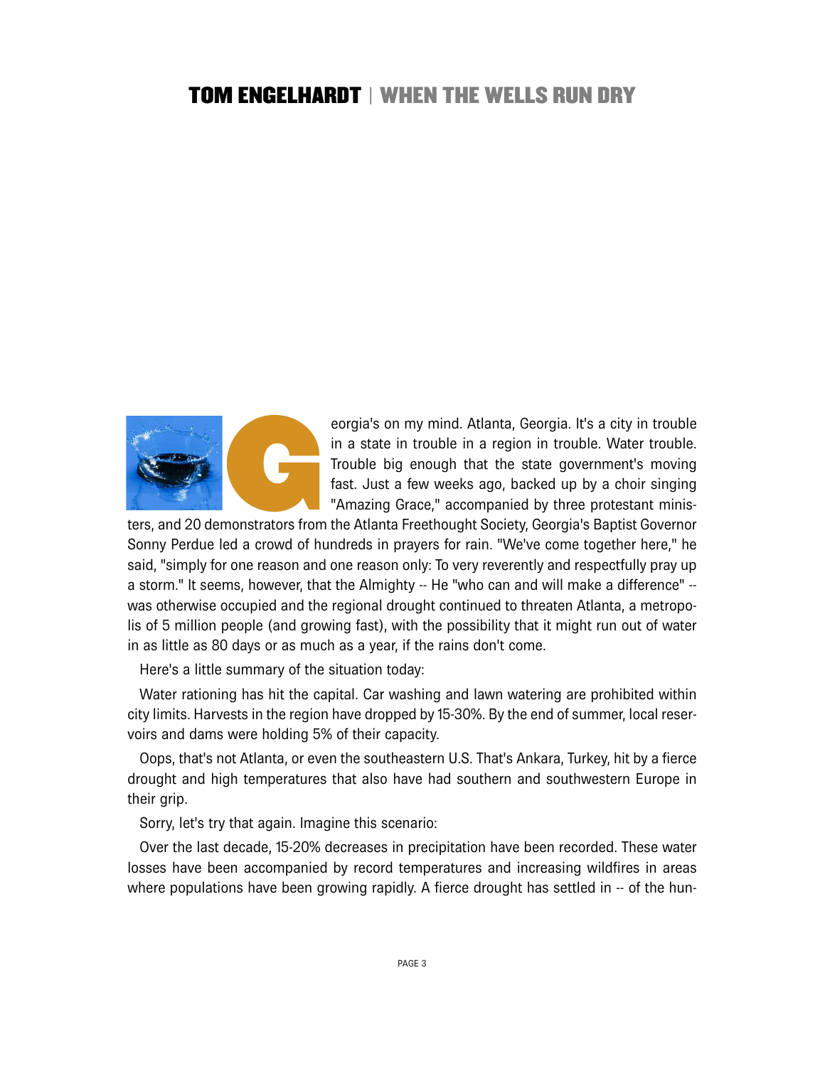Georgia's on my mind. Atlanta, Georgia. It's a city in trouble in a state in trouble in a region in trouble. Water trouble. Trouble big enough that the state government's moving fast. Just a few weeks ago, backed up by a choir singing "Amazing Grace," accompanied by three protestant ministers, and 20 demonstrators from the Atlanta Freethought Society, Georgia's Baptist Governor Sonny Perdue led a crowd of hundreds in prayers for rain. "We've come together here," he said, "simply for one reason and one reason only: To very reverently and respectfully pray up a storm." It seems, however, that the Almighty -- He "who can and will make a difference" -- was otherwise occupied and the regional drought continued to threaten Atlanta, a metropolis of 5 million people (and growing fast), with the possibility that it might run out of water in as little as 80 days or as much as a year, if the rains don't come.

Here's a little summary of the situation today:

Water rationing has hit the capital. Car washing and lawn watering are prohibited within city limits. Harvests in the region have dropped by 15-30%. By the end of summer, local reservoirs and dams were holding 5% of their capacity.

Oops, that's not Atlanta, or even the southeastern U.S. That's Ankara, Turkey, hit by a fierce drought and high temperatures that also have had southern and southwestern Europe in their grip.

Sorry, let's try that again. Imagine this scenario:

Over the last decade, 15-20% decreases in precipitation have been recorded. These water losses have been accompanied by record temperatures and increasing wildfires in areas where populations have been growing rapidly. A fierce drought has settled in -- of the hun-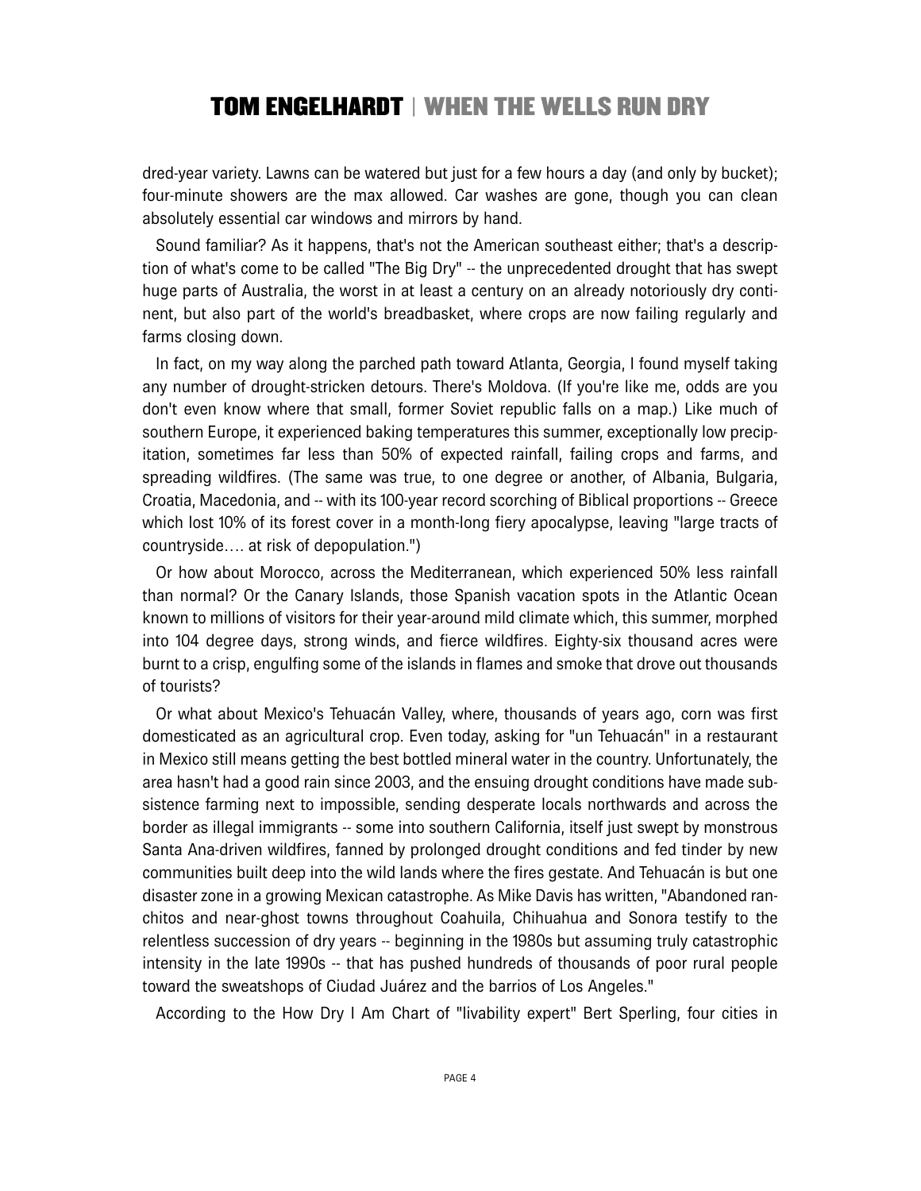dred-year variety. Lawns can be watered but just for a few hours a day (and only by bucket); four-minute showers are the max allowed. Car washes are gone, though you can clean absolutely essential car windows and mirrors by hand.

Sound familiar? As it happens, that's not the American southeast either; that's a description of what's come to be called "The Big Dry" -- the unprecedented drought that has swept huge parts of Australia, the worst in at least a century on an already notoriously dry continent, but also part of the world's breadbasket, where crops are now failing regularly and farms closing down.

In fact, on my way along the parched path toward Atlanta, Georgia, I found myself taking any number of drought-stricken detours. There's Moldova. (If you're like me, odds are you don't even know where that small, former Soviet republic falls on a map.) Like much of southern Europe, it experienced baking temperatures this summer, exceptionally low precipitation, sometimes far less than 50% of expected rainfall, failing crops and farms, and spreading wildfires. (The same was true, to one degree or another, of Albania, Bulgaria, Croatia, Macedonia, and -- with its 100-year record scorching of Biblical proportions -- Greece which lost 10% of its forest cover in a month-long fiery apocalypse, leaving "large tracts of countryside…. at risk of depopulation.")

Or how about Morocco, across the Mediterranean, which experienced 50% less rainfall than normal? Or the Canary Islands, those Spanish vacation spots in the Atlantic Ocean known to millions of visitors for their year-around mild climate which, this summer, morphed into 104 degree days, strong winds, and fierce wildfires. Eighty-six thousand acres were burnt to a crisp, engulfing some of the islands in flames and smoke that drove out thousands of tourists?

Or what about Mexico's Tehuacán Valley, where, thousands of years ago, corn was first domesticated as an agricultural crop. Even today, asking for "un Tehuacán" in a restaurant in Mexico still means getting the best bottled mineral water in the country. Unfortunately, the area hasn't had a good rain since 2003, and the ensuing drought conditions have made subsistence farming next to impossible, sending desperate locals northwards and across the border as illegal immigrants -- some into southern California, itself just swept by monstrous Santa Ana-driven wildfires, fanned by prolonged drought conditions and fed tinder by new communities built deep into the wild lands where the fires gestate. And Tehuacán is but one disaster zone in a growing Mexican catastrophe. As Mike Davis has written, "Abandoned ranchitos and near-ghost towns throughout Coahuila, Chihuahua and Sonora testify to the relentless succession of dry years -- beginning in the 1980s but assuming truly catastrophic intensity in the late 1990s -- that has pushed hundreds of thousands of poor rural people toward the sweatshops of Ciudad Juárez and the barrios of Los Angeles."

According to the How Dry I Am Chart of "livability expert" Bert Sperling, four cities in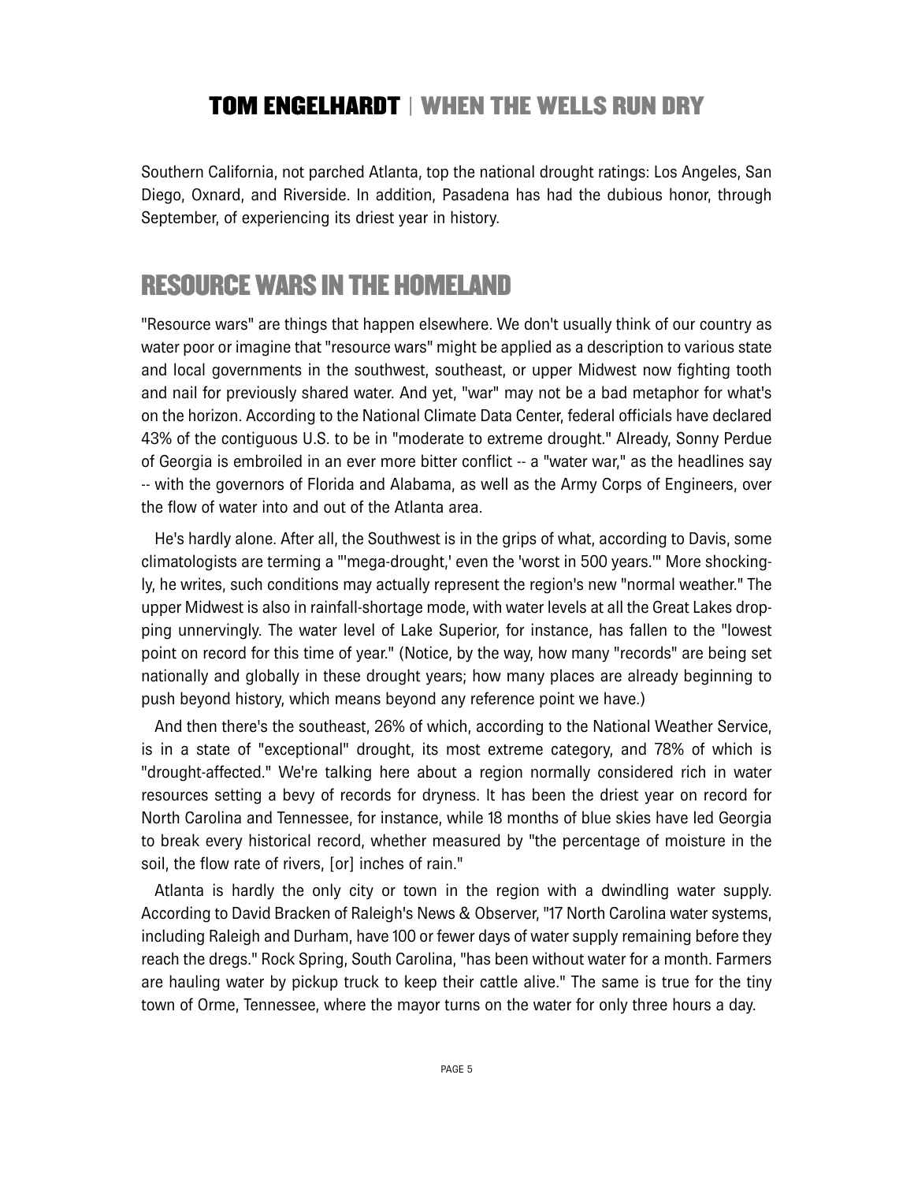Southern California, not parched Atlanta, top the national drought ratings: Los Angeles, San Diego, Oxnard, and Riverside. In addition, Pasadena has had the dubious honor, through September, of experiencing its driest year in history.

## RESOURCE WARS IN THE HOMELAND

"Resource wars" are things that happen elsewhere. We don't usually think of our country as water poor or imagine that "resource wars" might be applied as a description to various state and local governments in the southwest, southeast, or upper Midwest now fighting tooth and nail for previously shared water. And yet, "war" may not be a bad metaphor for what's on the horizon. According to the National Climate Data Center, federal officials have declared 43% of the contiguous U.S. to be in "moderate to extreme drought." Already, Sonny Perdue of Georgia is embroiled in an ever more bitter conflict -- a "water war," as the headlines say -- with the governors of Florida and Alabama, as well as the Army Corps of Engineers, over the flow of water into and out of the Atlanta area.

He's hardly alone. After all, the Southwest is in the grips of what, according to Davis, some climatologists are terming a "'mega-drought,' even the 'worst in 500 years.'" More shockingly, he writes, such conditions may actually represent the region's new "normal weather." The upper Midwest is also in rainfall-shortage mode, with water levels at all the Great Lakes dropping unnervingly. The water level of Lake Superior, for instance, has fallen to the "lowest point on record for this time of year." (Notice, by the way, how many "records" are being set nationally and globally in these drought years; how many places are already beginning to push beyond history, which means beyond any reference point we have.)

And then there's the southeast, 26% of which, according to the National Weather Service, is in a state of "exceptional" drought, its most extreme category, and 78% of which is "drought-affected." We're talking here about a region normally considered rich in water resources setting a bevy of records for dryness. It has been the driest year on record for North Carolina and Tennessee, for instance, while 18 months of blue skies have led Georgia to break every historical record, whether measured by "the percentage of moisture in the soil, the flow rate of rivers, [or] inches of rain."

Atlanta is hardly the only city or town in the region with a dwindling water supply. According to David Bracken of Raleigh's News & Observer, "17 North Carolina water systems, including Raleigh and Durham, have 100 or fewer days of water supply remaining before they reach the dregs." Rock Spring, South Carolina, "has been without water for a month. Farmers are hauling water by pickup truck to keep their cattle alive." The same is true for the tiny town of Orme, Tennessee, where the mayor turns on the water for only three hours a day.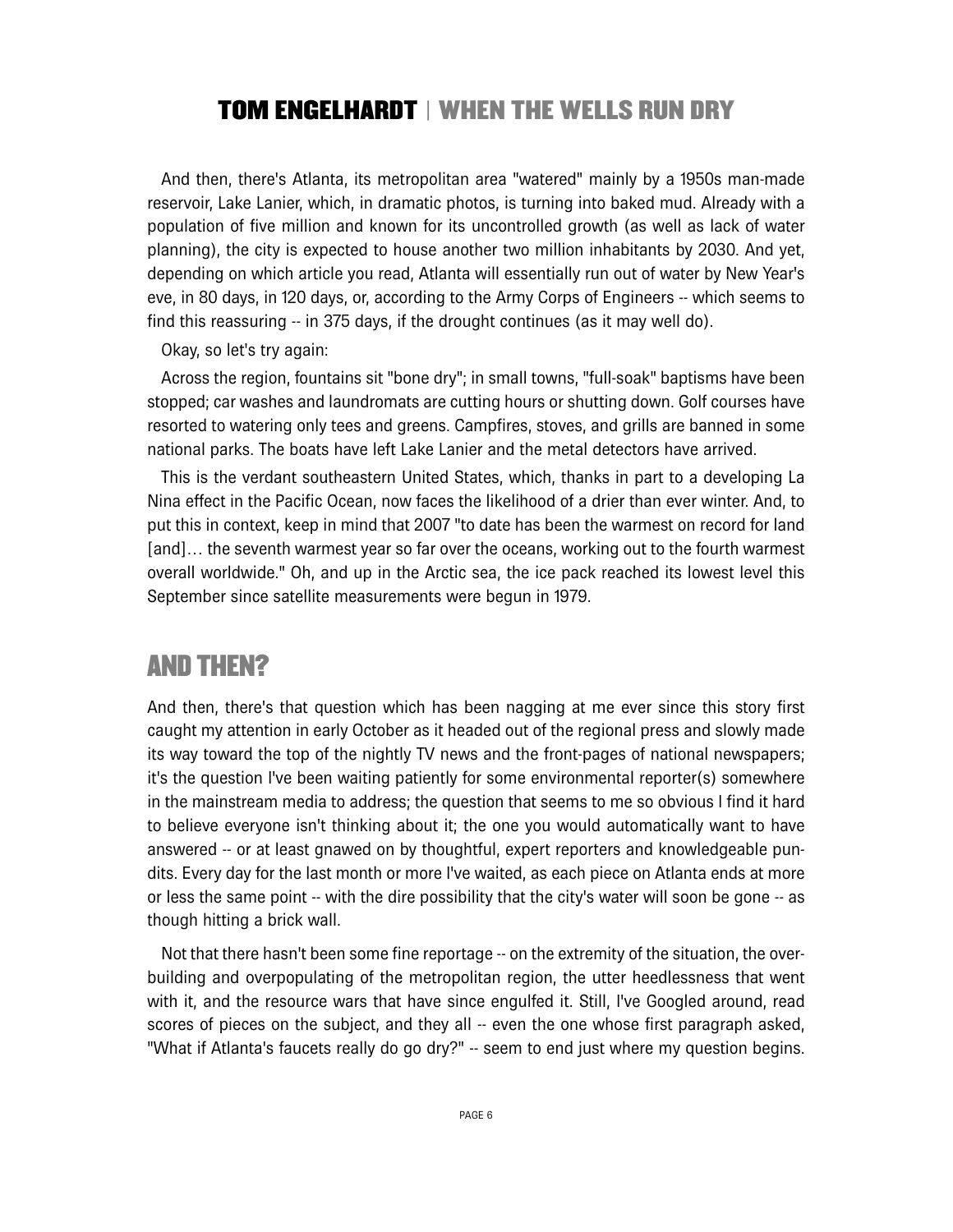And then, there's Atlanta, its metropolitan area "watered" mainly by a 1950s man-made reservoir, Lake Lanier, which, in dramatic photos, is turning into baked mud. Already with a population of five million and known for its uncontrolled growth (as well as lack of water planning), the city is expected to house another two million inhabitants by 2030. And yet, depending on which article you read, Atlanta will essentially run out of water by New Year's eve, in 80 days, in 120 days, or, according to the Army Corps of Engineers -- which seems to find this reassuring -- in 375 days, if the drought continues (as it may well do).

Okay, so let's try again:

Across the region, fountains sit "bone dry"; in small towns, "full-soak" baptisms have been stopped; car washes and laundromats are cutting hours or shutting down. Golf courses have resorted to watering only tees and greens. Campfires, stoves, and grills are banned in some national parks. The boats have left Lake Lanier and the metal detectors have arrived.

This is the verdant southeastern United States, which, thanks in part to a developing La Nina effect in the Pacific Ocean, now faces the likelihood of a drier than ever winter. And, to put this in context, keep in mind that 2007 "to date has been the warmest on record for land [and]… the seventh warmest year so far over the oceans, working out to the fourth warmest overall worldwide." Oh, and up in the Arctic sea, the ice pack reached its lowest level this September since satellite measurements were begun in 1979.

## AND THEN?

And then, there's that question which has been nagging at me ever since this story first caught my attention in early October as it headed out of the regional press and slowly made its way toward the top of the nightly TV news and the front-pages of national newspapers; it's the question I've been waiting patiently for some environmental reporter(s) somewhere in the mainstream media to address; the question that seems to me so obvious I find it hard to believe everyone isn't thinking about it; the one you would automatically want to have answered -- or at least gnawed on by thoughtful, expert reporters and knowledgeable pundits. Every day for the last month or more I've waited, as each piece on Atlanta ends at more or less the same point -- with the dire possibility that the city's water will soon be gone -- as though hitting a brick wall.

Not that there hasn't been some fine reportage -- on the extremity of the situation, the overbuilding and overpopulating of the metropolitan region, the utter heedlessness that went with it, and the resource wars that have since engulfed it. Still, I've Googled around, read scores of pieces on the subject, and they all -- even the one whose first paragraph asked, "What if Atlanta's faucets really do go dry?" -- seem to end just where my question begins.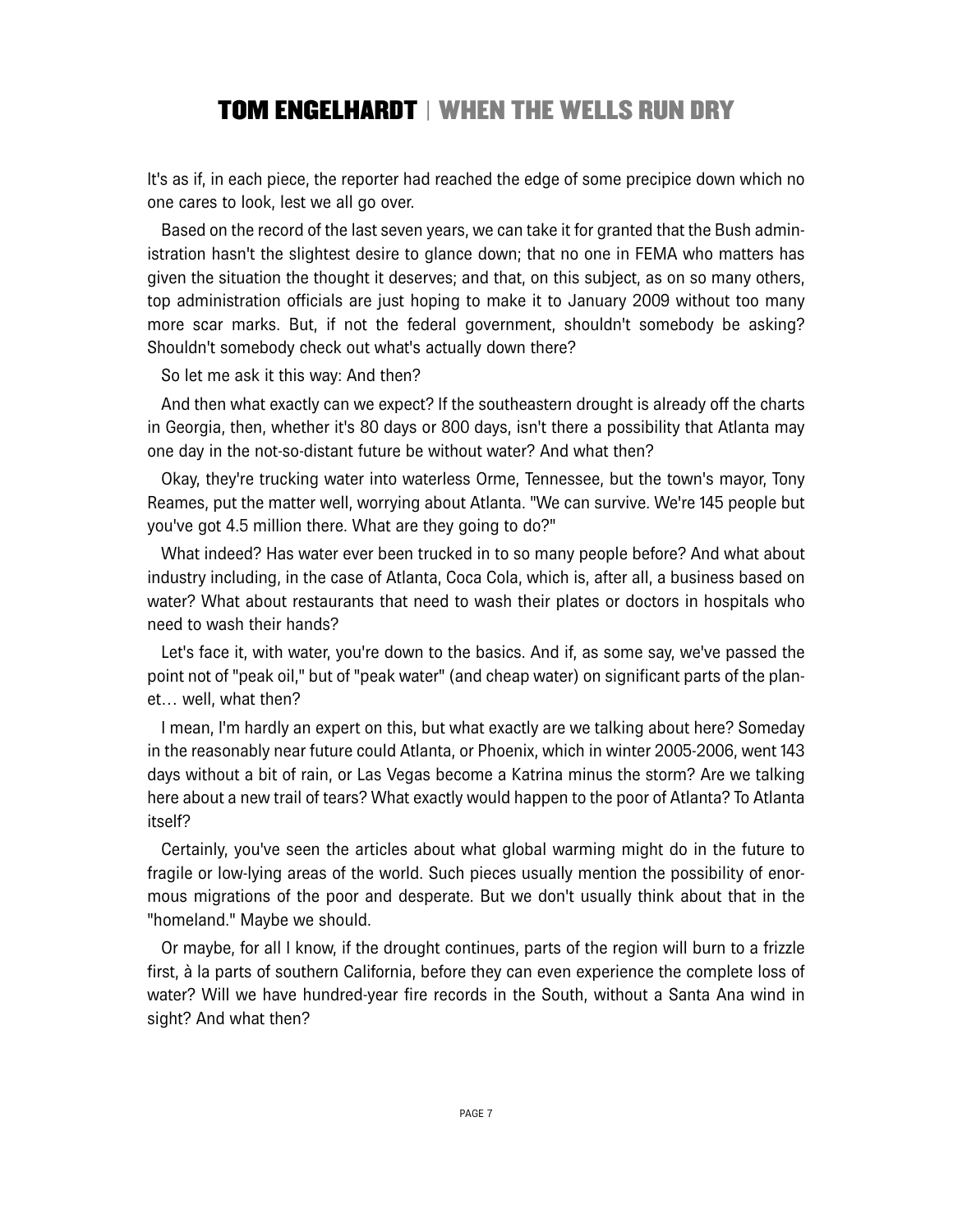It's as if, in each piece, the reporter had reached the edge of some precipice down which no one cares to look, lest we all go over.

Based on the record of the last seven years, we can take it for granted that the Bush administration hasn't the slightest desire to glance down; that no one in FEMA who matters has given the situation the thought it deserves; and that, on this subject, as on so many others, top administration officials are just hoping to make it to January 2009 without too many more scar marks. But, if not the federal government, shouldn't somebody be asking? Shouldn't somebody check out what's actually down there?

So let me ask it this way: And then?

And then what exactly can we expect? If the southeastern drought is already off the charts in Georgia, then, whether it's 80 days or 800 days, isn't there a possibility that Atlanta may one day in the not-so-distant future be without water? And what then?

Okay, they're trucking water into waterless Orme, Tennessee, but the town's mayor, Tony Reames, put the matter well, worrying about Atlanta. "We can survive. We're 145 people but you've got 4.5 million there. What are they going to do?"

What indeed? Has water ever been trucked in to so many people before? And what about industry including, in the case of Atlanta, Coca Cola, which is, after all, a business based on water? What about restaurants that need to wash their plates or doctors in hospitals who need to wash their hands?

Let's face it, with water, you're down to the basics. And if, as some say, we've passed the point not of "peak oil," but of "peak water" (and cheap water) on significant parts of the planet… well, what then?

I mean, I'm hardly an expert on this, but what exactly are we talking about here? Someday in the reasonably near future could Atlanta, or Phoenix, which in winter 2005-2006, went 143 days without a bit of rain, or Las Vegas become a Katrina minus the storm? Are we talking here about a new trail of tears? What exactly would happen to the poor of Atlanta? To Atlanta itself?

Certainly, you've seen the articles about what global warming might do in the future to fragile or low-lying areas of the world. Such pieces usually mention the possibility of enormous migrations of the poor and desperate. But we don't usually think about that in the "homeland." Maybe we should.

Or maybe, for all I know, if the drought continues, parts of the region will burn to a frizzle first, à la parts of southern California, before they can even experience the complete loss of water? Will we have hundred-year fire records in the South, without a Santa Ana wind in sight? And what then?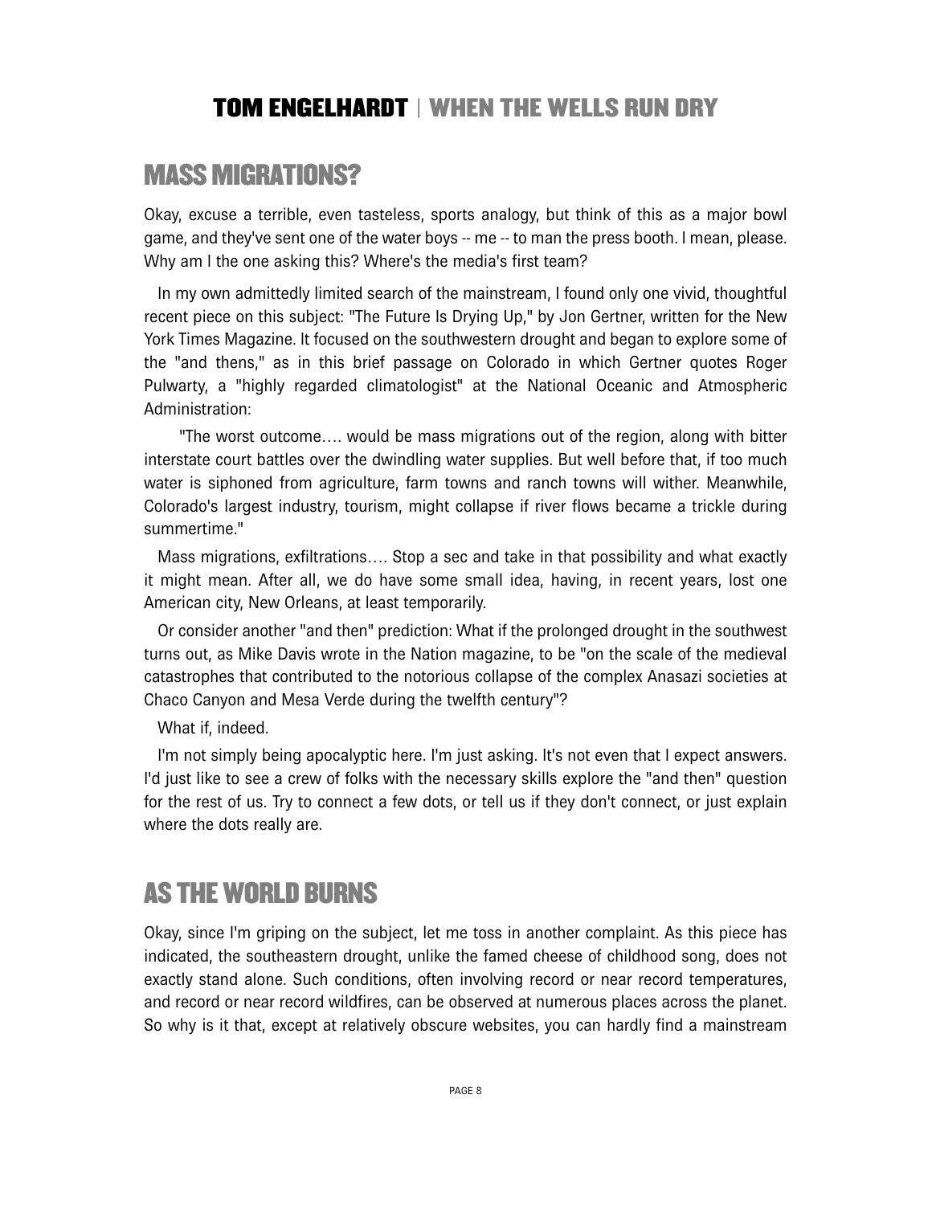## MASS MIGRATIONS?

Okay, excuse a terrible, even tasteless, sports analogy, but think of this as a major bowl game, and they've sent one of the water boys -- me -- to man the press booth. I mean, please. Why am I the one asking this? Where's the media's first team?

In my own admittedly limited search of the mainstream, I found only one vivid, thoughtful recent piece on this subject: "The Future Is Drying Up," by Jon Gertner, written for the New York Times Magazine. It focused on the southwestern drought and began to explore some of the "and thens," as in this brief passage on Colorado in which Gertner quotes Roger Pulwarty, a "highly regarded climatologist" at the National Oceanic and Atmospheric Administration:

"The worst outcome…. would be mass migrations out of the region, along with bitter interstate court battles over the dwindling water supplies. But well before that, if too much water is siphoned from agriculture, farm towns and ranch towns will wither. Meanwhile, Colorado's largest industry, tourism, might collapse if river flows became a trickle during summertime."

Mass migrations, exfiltrations…. Stop a sec and take in that possibility and what exactly it might mean. After all, we do have some small idea, having, in recent years, lost one American city, New Orleans, at least temporarily.

Or consider another "and then" prediction: What if the prolonged drought in the southwest turns out, as Mike Davis wrote in the Nation magazine, to be "on the scale of the medieval catastrophes that contributed to the notorious collapse of the complex Anasazi societies at Chaco Canyon and Mesa Verde during the twelfth century"?

What if, indeed.

I'm not simply being apocalyptic here. I'm just asking. It's not even that I expect answers. I'd just like to see a crew of folks with the necessary skills explore the "and then" question for the rest of us. Try to connect a few dots, or tell us if they don't connect, or just explain where the dots really are.

## AS THE WORLD BURNS

Okay, since I'm griping on the subject, let me toss in another complaint. As this piece has indicated, the southeastern drought, unlike the famed cheese of childhood song, does not exactly stand alone. Such conditions, often involving record or near record temperatures, and record or near record wildfires, can be observed at numerous places across the planet. So why is it that, except at relatively obscure websites, you can hardly find a mainstream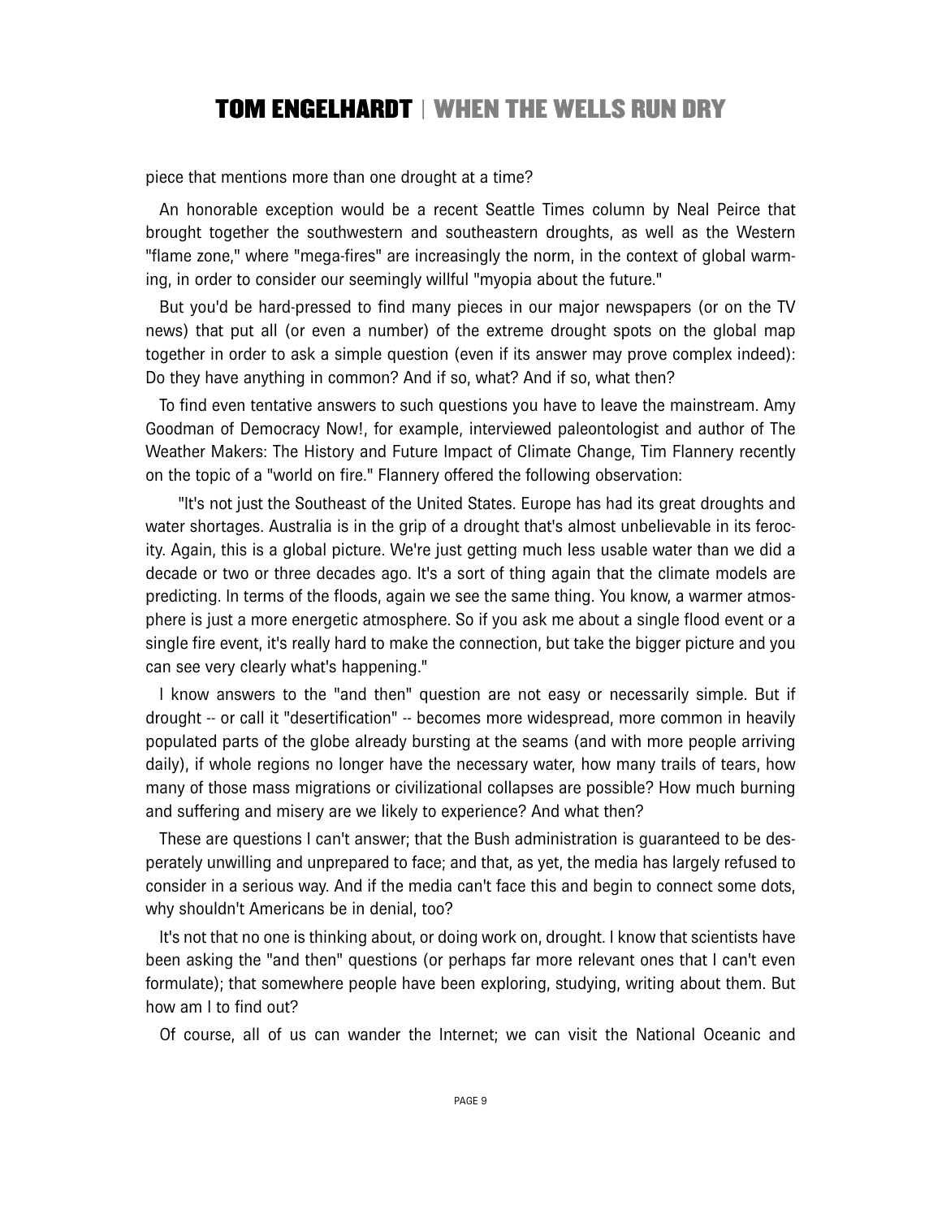piece that mentions more than one drought at a time?

An honorable exception would be a recent Seattle Times column by Neal Peirce that brought together the southwestern and southeastern droughts, as well as the Western "flame zone," where "mega-fires" are increasingly the norm, in the context of global warming, in order to consider our seemingly willful "myopia about the future."

But you'd be hard-pressed to find many pieces in our major newspapers (or on the TV news) that put all (or even a number) of the extreme drought spots on the global map together in order to ask a simple question (even if its answer may prove complex indeed): Do they have anything in common? And if so, what? And if so, what then?

To find even tentative answers to such questions you have to leave the mainstream. Amy Goodman of Democracy Now!, for example, interviewed paleontologist and author of The Weather Makers: The History and Future Impact of Climate Change, Tim Flannery recently on the topic of a "world on fire." Flannery offered the following observation:

> "It's not just the Southeast of the United States. Europe has had its great droughts and water shortages. Australia is in the grip of a drought that's almost unbelievable in its ferocity. Again, this is a global picture. We're just getting much less usable water than we did a decade or two or three decades ago. It's a sort of thing again that the climate models are predicting. In terms of the floods, again we see the same thing. You know, a warmer atmosphere is just a more energetic atmosphere. So if you ask me about a single flood event or a single fire event, it's really hard to make the connection, but take the bigger picture and you can see very clearly what's happening."

I know answers to the "and then" question are not easy or necessarily simple. But if drought -- or call it "desertification" -- becomes more widespread, more common in heavily populated parts of the globe already bursting at the seams (and with more people arriving daily), if whole regions no longer have the necessary water, how many trails of tears, how many of those mass migrations or civilizational collapses are possible? How much burning and suffering and misery are we likely to experience? And what then?

These are questions I can't answer; that the Bush administration is guaranteed to be desperately unwilling and unprepared to face; and that, as yet, the media has largely refused to consider in a serious way. And if the media can't face this and begin to connect some dots, why shouldn't Americans be in denial, too?

It's not that no one is thinking about, or doing work on, drought. I know that scientists have been asking the "and then" questions (or perhaps far more relevant ones that I can't even formulate); that somewhere people have been exploring, studying, writing about them. But how am I to find out?

Of course, all of us can wander the Internet; we can visit the National Oceanic and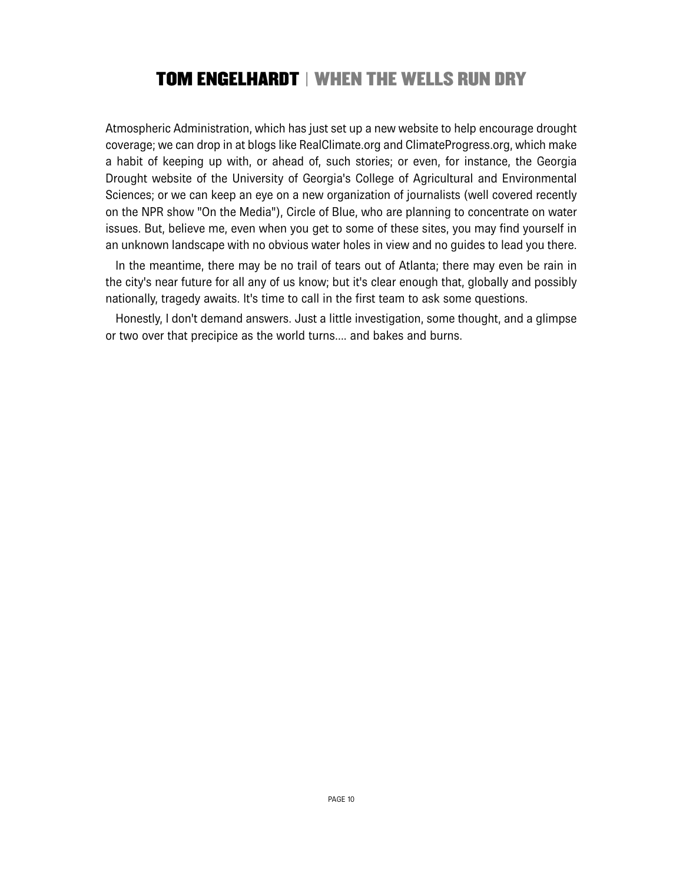Atmospheric Administration, which has just set up a new website to help encourage drought coverage; we can drop in at blogs like RealClimate.org and ClimateProgress.org, which make a habit of keeping up with, or ahead of, such stories; or even, for instance, the Georgia Drought website of the University of Georgia's College of Agricultural and Environmental Sciences; or we can keep an eye on a new organization of journalists (well covered recently on the NPR show "On the Media"), Circle of Blue, who are planning to concentrate on water issues. But, believe me, even when you get to some of these sites, you may find yourself in an unknown landscape with no obvious water holes in view and no guides to lead you there.

In the meantime, there may be no trail of tears out of Atlanta; there may even be rain in the city's near future for all any of us know; but it's clear enough that, globally and possibly nationally, tragedy awaits. It's time to call in the first team to ask some questions.

Honestly, I don't demand answers. Just a little investigation, some thought, and a glimpse or two over that precipice as the world turns.... and bakes and burns.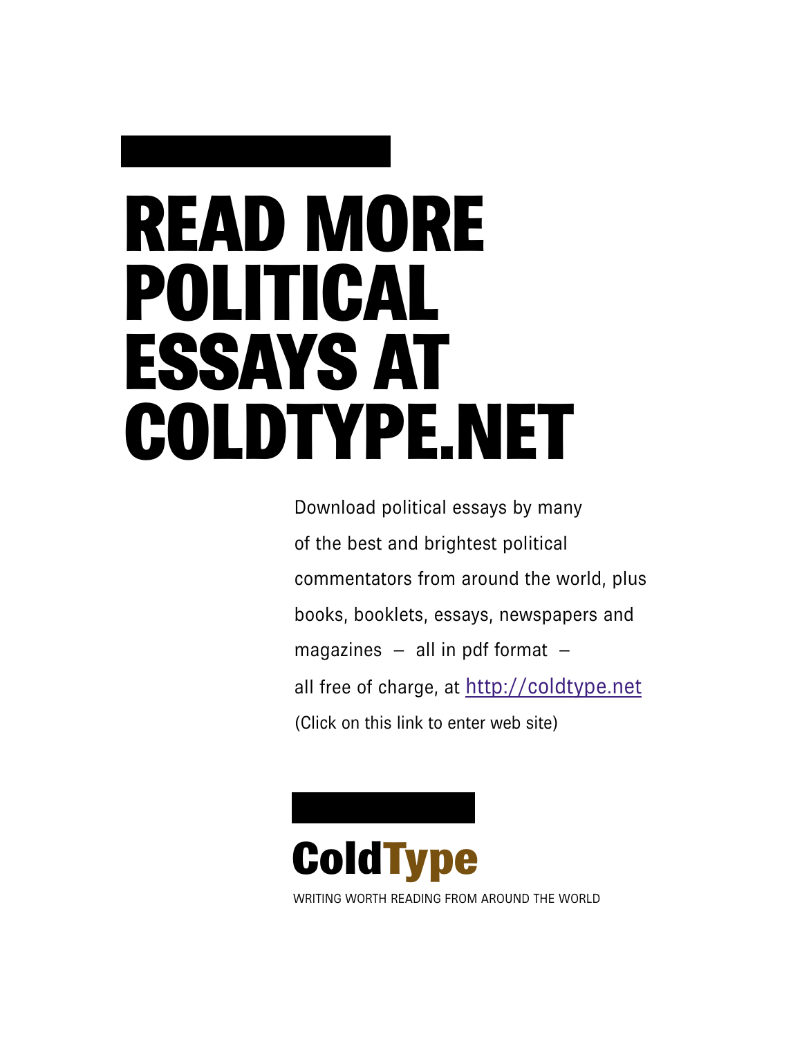# READ MORE POLITICAL ESSAYS AT COLDTYPE.NET

Download political essays by many of the best and brightest political commentators from around the world, plus books, booklets, essays, newspapers and magazines – all in pdf format – all free of charge, at http://coldtype.net

(Click on this link to enter web site)

**ColdType**

WRITING WORTH READING FROM AROUND THE WORLD